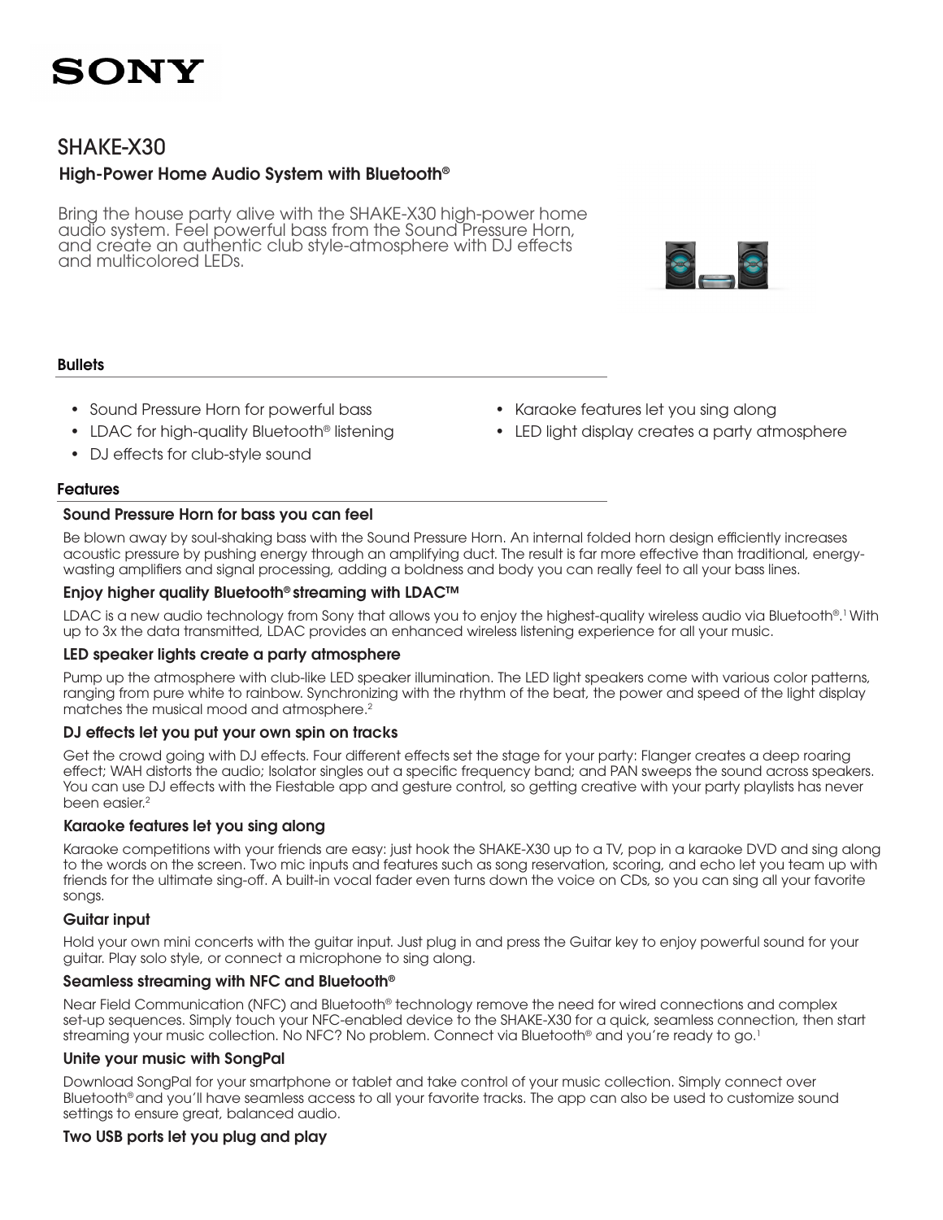SONY

# SHAKE-X30

## High-Power Home Audio System with Bluetooth®

Bring the house party alive with the SHAKE-X30 high-power home audio system. Feel powerful bass from the Sound Pressure Horn, and create an authentic club style-atmosphere with DJ effects and multicolored LEDs.

### Bullets

- Sound Pressure Horn for powerful bass
- LDAC for high-quality Bluetooth® listening
- DJ effects for club-style sound
- Karaoke features let you sing along
- LED light display creates a party atmosphere

### Features

#### Sound Pressure Horn for bass you can feel

Be blown away by soul-shaking bass with the Sound Pressure Horn. An internal folded horn design efficiently increases acoustic pressure by pushing energy through an amplifying duct. The result is far more effective than traditional, energy-wasting amplifiers and signal processing, adding a boldness and body you can really feel to all your bass lines.

#### Enjoy higher quality Bluetooth® streaming with LDAC™

LDAC is a new audio technology from Sony that allows you to enjoy the highest-quality wireless audio via Bluetooth®.[1] With up to 3x the data transmitted, LDAC provides an enhanced wireless listening experience for all your music.

#### LED speaker lights create a party atmosphere

Pump up the atmosphere with club-like LED speaker illumination. The LED light speakers come with various color patterns, ranging from pure white to rainbow. Synchronizing with the rhythm of the beat, the power and speed of the light display matches the musical mood and atmosphere.[2]

#### DJ effects let you put your own spin on tracks

Get the crowd going with DJ effects. Four different effects set the stage for your party: Flanger creates a deep roaring effect; WAH distorts the audio; Isolator singles out a specific frequency band; and PAN sweeps the sound across speakers. You can use DJ effects with the Fiestable app and gesture control, so getting creative with your party playlists has never been easier.[2]

#### Karaoke features let you sing along

Karaoke competitions with your friends are easy: just hook the SHAKE-X30 up to a TV, pop in a karaoke DVD and sing along to the words on the screen. Two mic inputs and features such as song reservation, scoring, and echo let you team up with friends for the ultimate sing-off. A built-in vocal fader even turns down the voice on CDs, so you can sing all your favorite songs.

#### Guitar input

Hold your own mini concerts with the guitar input. Just plug in and press the Guitar key to enjoy powerful sound for your guitar. Play solo style, or connect a microphone to sing along.

#### Seamless streaming with NFC and Bluetooth®

Near Field Communication (NFC) and Bluetooth® technology remove the need for wired connections and complex set-up sequences. Simply touch your NFC-enabled device to the SHAKE-X30 for a quick, seamless connection, then start streaming your music collection. No NFC? No problem. Connect via Bluetooth® and you're ready to go.[1]

#### Unite your music with SongPal

Download SongPal for your smartphone or tablet and take control of your music collection. Simply connect over Bluetooth® and you'll have seamless access to all your favorite tracks. The app can also be used to customize sound settings to ensure great, balanced audio.

#### Two USB ports let you plug and play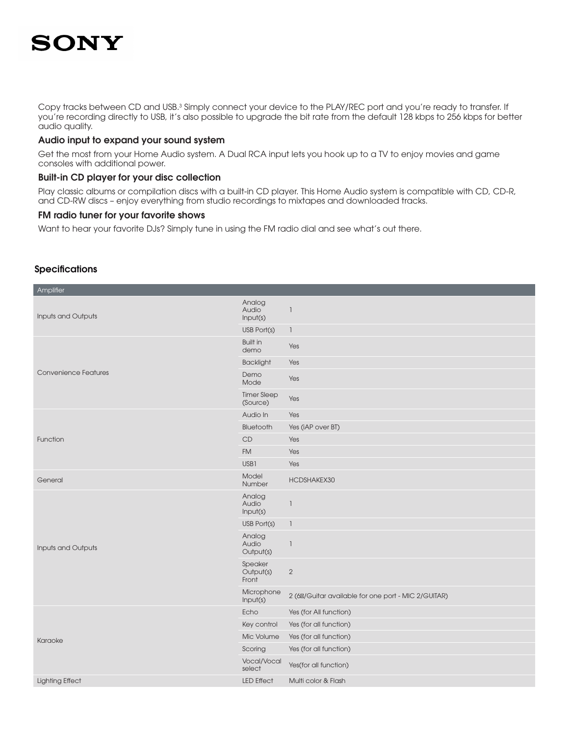Copy tracks between CD and USB.[3] Simply connect your device to the PLAY/REC port and you're ready to transfer. If you're recording directly to USB, it's also possible to upgrade the bit rate from the default 128 kbps to 256 kbps for better audio quality.

### Audio input to expand your sound system

Get the most from your Home Audio system. A Dual RCA input lets you hook up to a TV to enjoy movies and game consoles with additional power.

### Built-in CD player for your disc collection

Play classic albums or compilation discs with a built-in CD player. This Home Audio system is compatible with CD, CD-R, and CD-RW discs – enjoy everything from studio recordings to mixtapes and downloaded tracks.

### FM radio tuner for your favorite shows

Want to hear your favorite DJs? Simply tune in using the FM radio dial and see what's out there.

## Specifications

| Amplifier | | |
|---|---|---|
| Inputs and Outputs | Analog Audio Input(s) | 1 |
| | USB Port(s) | 1 |
| Convenience Features | Built in demo | Yes |
| | Backlight | Yes |
| | Demo Mode | Yes |
| | Timer Sleep (Source) | Yes |
| Function | Audio In | Yes |
| | Bluetooth | Yes (iAP over BT) |
| | CD | Yes |
| | FM | Yes |
| | USB1 | Yes |
| General | Model Number | HCDSHAKEX30 |
| Inputs and Outputs | Analog Audio Input(s) | 1 |
| | USB Port(s) | 1 |
| | Analog Audio Output(s) | 1 |
| | Speaker Output(s) Front | 2 |
| | Microphone Input(s) | 2 (6/Guitar available for one port - MIC 2/GUITAR) |
| Karaoke | Echo | Yes (for All function) |
| | Key control | Yes (for all function) |
| | Mic Volume | Yes (for all function) |
| | Scoring | Yes (for all function) |
| | Vocal/Vocal select | Yes(for all function) |
| Lighting Effect | LED Effect | Multi color & Flash |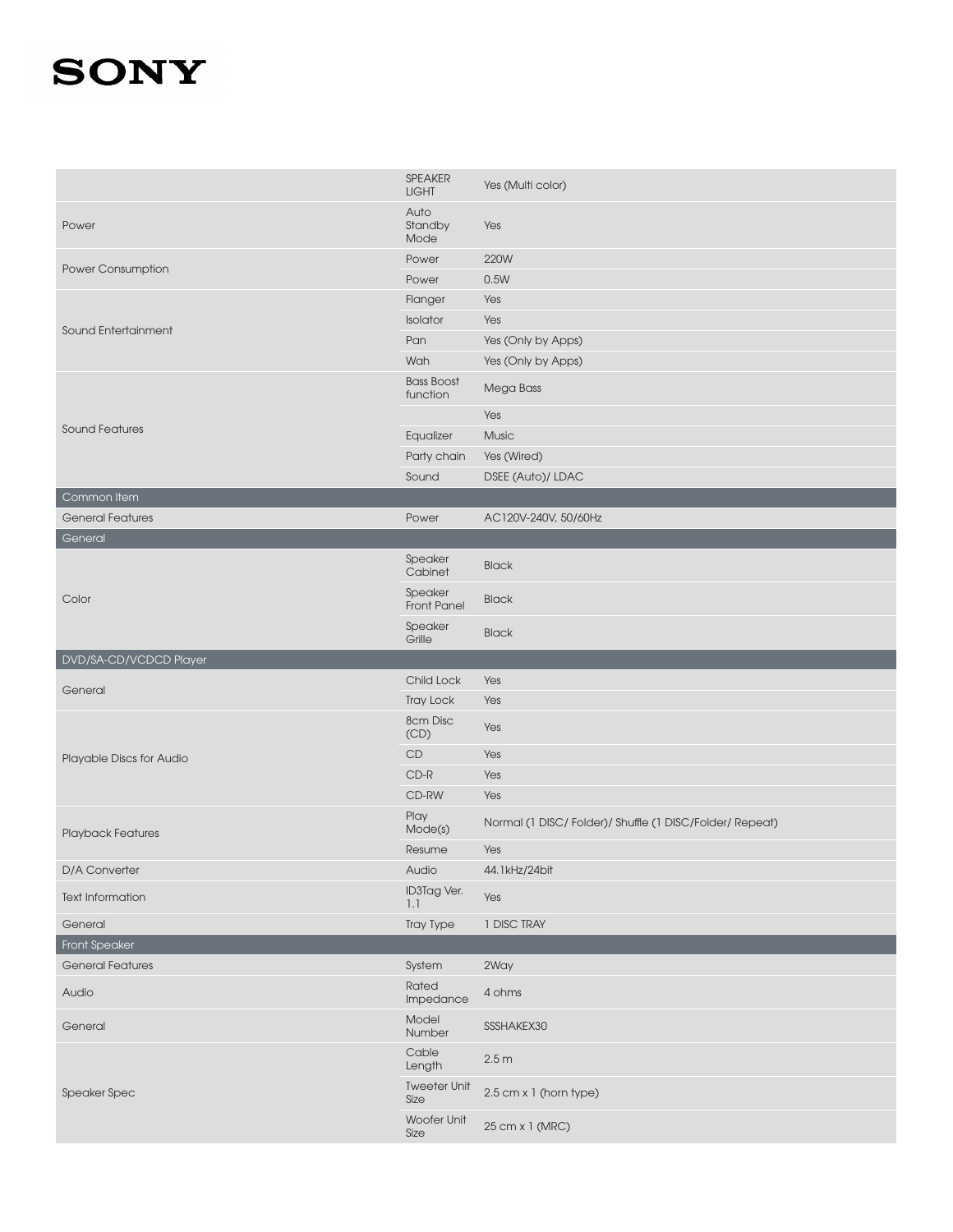| | | |
|---|---|---|
| | SPEAKER LIGHT | Yes (Multi color) |
| Power | Auto Standby Mode | Yes |
| Power Consumption | Power | 220W |
| | Power | 0.5W |
| Sound Entertainment | Flanger | Yes |
| | Isolator | Yes |
| | Pan | Yes (Only by Apps) |
| | Wah | Yes (Only by Apps) |
| Sound Features | Bass Boost function | Mega Bass |
| | | Yes |
| | Equalizer | Music |
| | Party chain | Yes (Wired) |
| | Sound | DSEE (Auto)/ LDAC |
| **Common Item** | | |
| General Features | Power | AC120V-240V, 50/60Hz |
| **General** | | |
| Color | Speaker Cabinet | Black |
| | Speaker Front Panel | Black |
| | Speaker Grille | Black |
| **DVD/SA-CD/VCDCD Player** | | |
| General | Child Lock | Yes |
| | Tray Lock | Yes |
| Playable Discs for Audio | 8cm Disc (CD) | Yes |
| | CD | Yes |
| | CD-R | Yes |
| | CD-RW | Yes |
| Playback Features | Play Mode(s) | Normal (1 DISC/ Folder)/ Shuffle (1 DISC/Folder/ Repeat) |
| | Resume | Yes |
| D/A Converter | Audio | 44.1kHz/24bit |
| Text Information | ID3Tag Ver. 1.1 | Yes |
| General | Tray Type | 1 DISC TRAY |
| **Front Speaker** | | |
| General Features | System | 2Way |
| Audio | Rated Impedance | 4 ohms |
| General | Model Number | SSSHAKEX30 |
| Speaker Spec | Cable Length | 2.5 m |
| | Tweeter Unit Size | 2.5 cm x 1 (horn type) |
| | Woofer Unit Size | 25 cm x 1 (MRC) |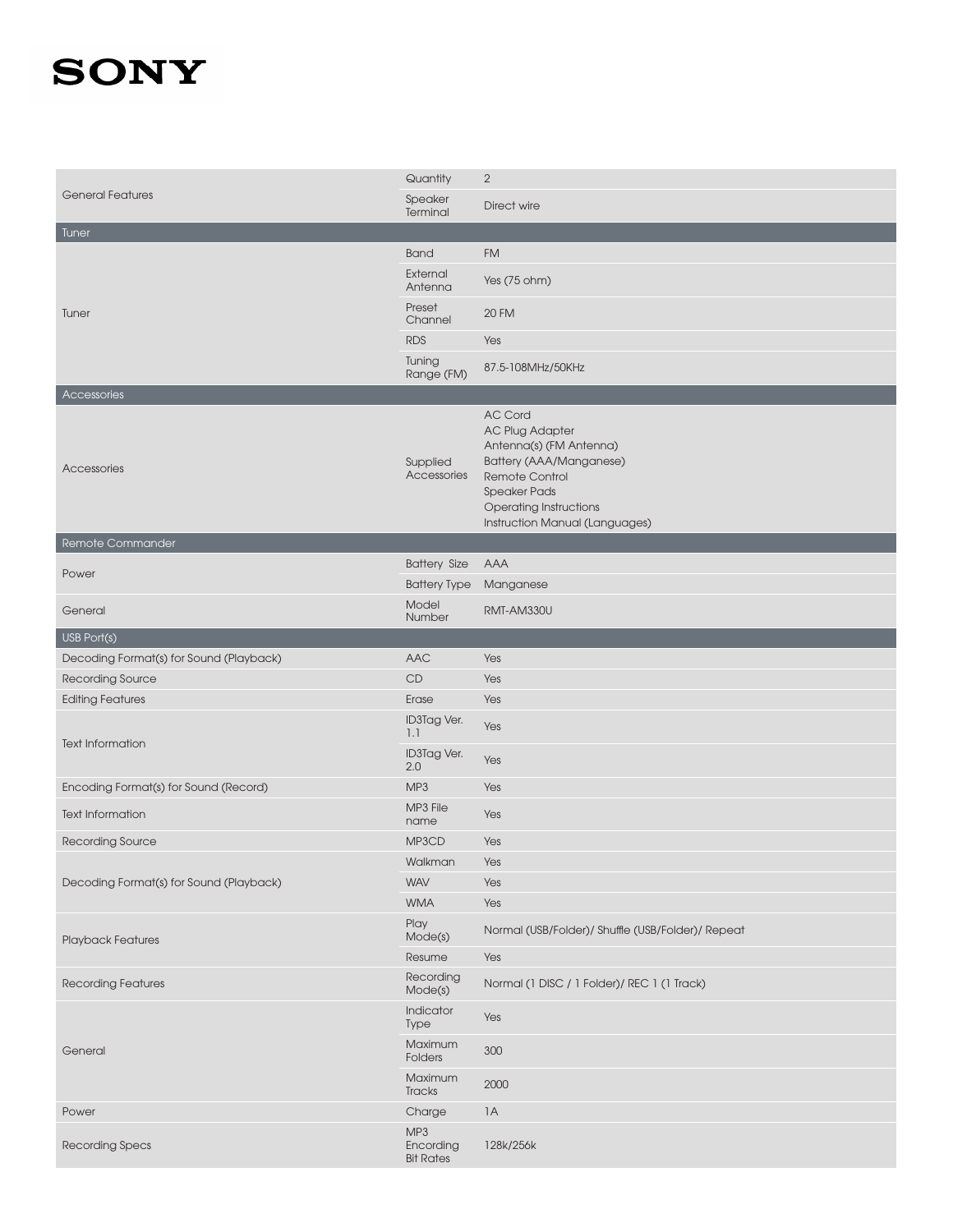| | | |
|---|---|---|
| General Features | Quantity | 2 |
| | Speaker Terminal | Direct wire |

## Tuner

| | | |
|---|---|---|
| Tuner | Band | FM |
| | External Antenna | Yes (75 ohm) |
| | Preset Channel | 20 FM |
| | RDS | Yes |
| | Tuning Range (FM) | 87.5-108MHz/50KHz |

## Accessories

| | | |
|---|---|---|
| Accessories | Supplied Accessories | AC Cord<br>AC Plug Adapter<br>Antenna(s) (FM Antenna)<br>Battery (AAA/Manganese)<br>Remote Control<br>Speaker Pads<br>Operating Instructions<br>Instruction Manual (Languages) |

## Remote Commander

| | | |
|---|---|---|
| Power | Battery Size | AAA |
| | Battery Type | Manganese |
| General | Model Number | RMT-AM330U |

## USB Port(s)

| | | |
|---|---|---|
| Decoding Format(s) for Sound (Playback) | AAC | Yes |
| Recording Source | CD | Yes |
| Editing Features | Erase | Yes |
| Text Information | ID3Tag Ver. 1.1 | Yes |
| | ID3Tag Ver. 2.0 | Yes |
| Encoding Format(s) for Sound (Record) | MP3 | Yes |
| Text Information | MP3 File name | Yes |
| Recording Source | MP3CD | Yes |
| Decoding Format(s) for Sound (Playback) | Walkman | Yes |
| | WAV | Yes |
| | WMA | Yes |
| Playback Features | Play Mode(s) | Normal (USB/Folder)/ Shuffle (USB/Folder)/ Repeat |
| | Resume | Yes |
| Recording Features | Recording Mode(s) | Normal (1 DISC / 1 Folder)/ REC 1 (1 Track) |
| General | Indicator Type | Yes |
| | Maximum Folders | 300 |
| | Maximum Tracks | 2000 |
| Power | Charge | 1A |
| Recording Specs | MP3 Encording Bit Rates | 128k/256k |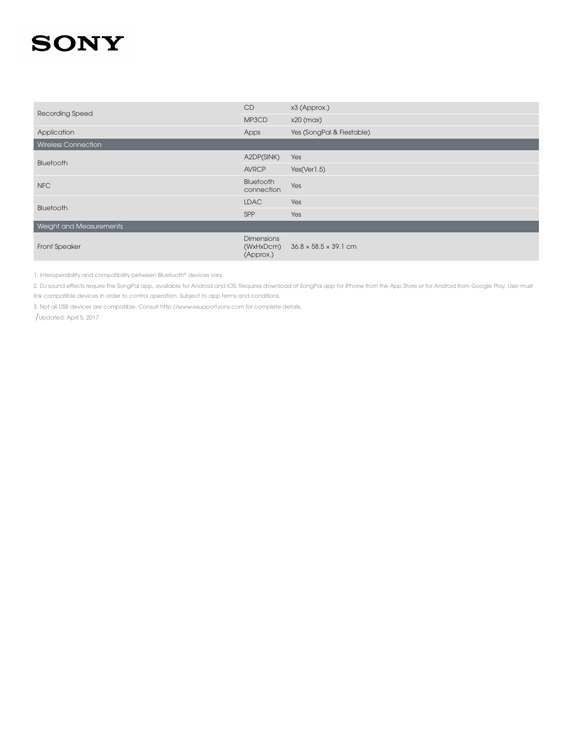| | | |
|---|---|---|
| Recording Speed | CD | x3 (Approx.) |
| | MP3CD | x20 (max) |
| Application | Apps | Yes (SongPal & Fiestable) |
| **Wireless Connection** | | |
| Bluetooth | A2DP(SINK) | Yes |
| | AVRCP | Yes(Ver1.5) |
| NFC | Bluetooth connection | Yes |
| Bluetooth | LDAC | Yes |
| | SPP | Yes |
| **Weight and Measurements** | | |
| Front Speaker | Dimensions (WxHxDcm) (Approx.) | 36.8 × 58.5 × 39.1 cm |

1. Interoperability and compatibility between Bluetooth® devices vary.

2. DJ sound effects require the SongPal app, available for Android and iOS. Requires download of SongPal app for iPhone from the App Store or for Android from Google Play. User must link compatible devices in order to control operation. Subject to app terms and conditions.

3. Not all USB devices are compatible. Consult http://www.esupport.sony.com for complete details.

/Updated: April 5, 2017